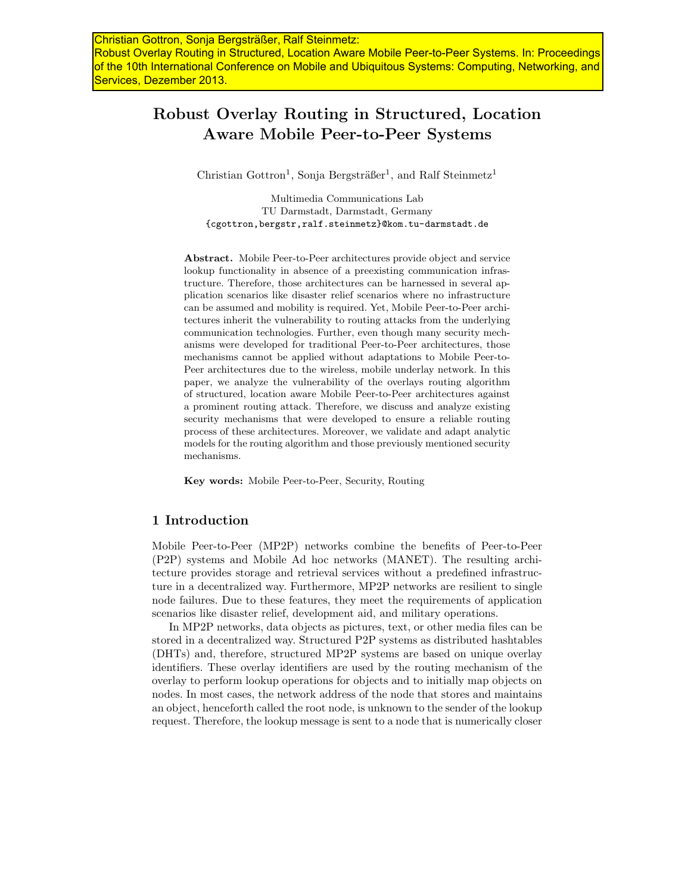Christian Gottron, Sonja Bergsträßer, Ralf Steinmetz:
Robust Overlay Routing in Structured, Location Aware Mobile Peer-to-Peer Systems. In: Proceedings of the 10th International Conference on Mobile and Ubiquitous Systems: Computing, Networking, and Services, Dezember 2013.

# Robust Overlay Routing in Structured, Location Aware Mobile Peer-to-Peer Systems

Christian Gottron[1], Sonja Bergsträßer[1], and Ralf Steinmetz[1]

Multimedia Communications Lab
TU Darmstadt, Darmstadt, Germany
{cgottron,bergstr,ralf.steinmetz}@kom.tu-darmstadt.de

**Abstract.** Mobile Peer-to-Peer architectures provide object and service lookup functionality in absence of a preexisting communication infrastructure. Therefore, those architectures can be harnessed in several application scenarios like disaster relief scenarios where no infrastructure can be assumed and mobility is required. Yet, Mobile Peer-to-Peer architectures inherit the vulnerability to routing attacks from the underlying communication technologies. Further, even though many security mechanisms were developed for traditional Peer-to-Peer architectures, those mechanisms cannot be applied without adaptations to Mobile Peer-to-Peer architectures due to the wireless, mobile underlay network. In this paper, we analyze the vulnerability of the overlays routing algorithm of structured, location aware Mobile Peer-to-Peer architectures against a prominent routing attack. Therefore, we discuss and analyze existing security mechanisms that were developed to ensure a reliable routing process of these architectures. Moreover, we validate and adapt analytic models for the routing algorithm and those previously mentioned security mechanisms.

**Key words:** Mobile Peer-to-Peer, Security, Routing

## 1 Introduction

Mobile Peer-to-Peer (MP2P) networks combine the benefits of Peer-to-Peer (P2P) systems and Mobile Ad hoc networks (MANET). The resulting architecture provides storage and retrieval services without a predefined infrastructure in a decentralized way. Furthermore, MP2P networks are resilient to single node failures. Due to these features, they meet the requirements of application scenarios like disaster relief, development aid, and military operations.

In MP2P networks, data objects as pictures, text, or other media files can be stored in a decentralized way. Structured P2P systems as distributed hashtables (DHTs) and, therefore, structured MP2P systems are based on unique overlay identifiers. These overlay identifiers are used by the routing mechanism of the overlay to perform lookup operations for objects and to initially map objects on nodes. In most cases, the network address of the node that stores and maintains an object, henceforth called the root node, is unknown to the sender of the lookup request. Therefore, the lookup message is sent to a node that is numerically closer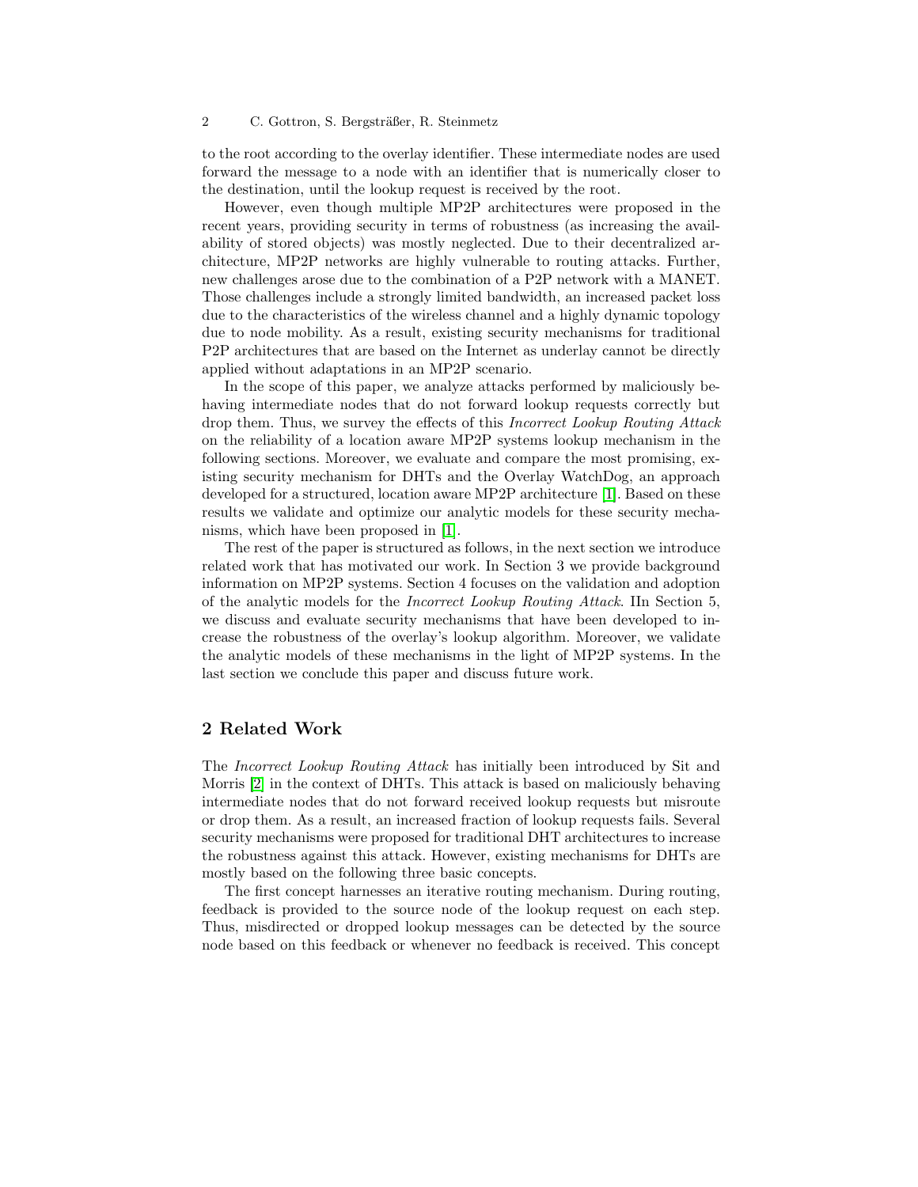to the root according to the overlay identifier. These intermediate nodes are used forward the message to a node with an identifier that is numerically closer to the destination, until the lookup request is received by the root.

However, even though multiple MP2P architectures were proposed in the recent years, providing security in terms of robustness (as increasing the availability of stored objects) was mostly neglected. Due to their decentralized architecture, MP2P networks are highly vulnerable to routing attacks. Further, new challenges arose due to the combination of a P2P network with a MANET. Those challenges include a strongly limited bandwidth, an increased packet loss due to the characteristics of the wireless channel and a highly dynamic topology due to node mobility. As a result, existing security mechanisms for traditional P2P architectures that are based on the Internet as underlay cannot be directly applied without adaptations in an MP2P scenario.

In the scope of this paper, we analyze attacks performed by maliciously behaving intermediate nodes that do not forward lookup requests correctly but drop them. Thus, we survey the effects of this *Incorrect Lookup Routing Attack* on the reliability of a location aware MP2P systems lookup mechanism in the following sections. Moreover, we evaluate and compare the most promising, existing security mechanism for DHTs and the Overlay WatchDog, an approach developed for a structured, location aware MP2P architecture [1]. Based on these results we validate and optimize our analytic models for these security mechanisms, which have been proposed in [1].

The rest of the paper is structured as follows, in the next section we introduce related work that has motivated our work. In Section 3 we provide background information on MP2P systems. Section 4 focuses on the validation and adoption of the analytic models for the *Incorrect Lookup Routing Attack*. IIn Section 5, we discuss and evaluate security mechanisms that have been developed to increase the robustness of the overlay's lookup algorithm. Moreover, we validate the analytic models of these mechanisms in the light of MP2P systems. In the last section we conclude this paper and discuss future work.

## 2 Related Work

The *Incorrect Lookup Routing Attack* has initially been introduced by Sit and Morris [2] in the context of DHTs. This attack is based on maliciously behaving intermediate nodes that do not forward received lookup requests but misroute or drop them. As a result, an increased fraction of lookup requests fails. Several security mechanisms were proposed for traditional DHT architectures to increase the robustness against this attack. However, existing mechanisms for DHTs are mostly based on the following three basic concepts.

The first concept harnesses an iterative routing mechanism. During routing, feedback is provided to the source node of the lookup request on each step. Thus, misdirected or dropped lookup messages can be detected by the source node based on this feedback or whenever no feedback is received. This concept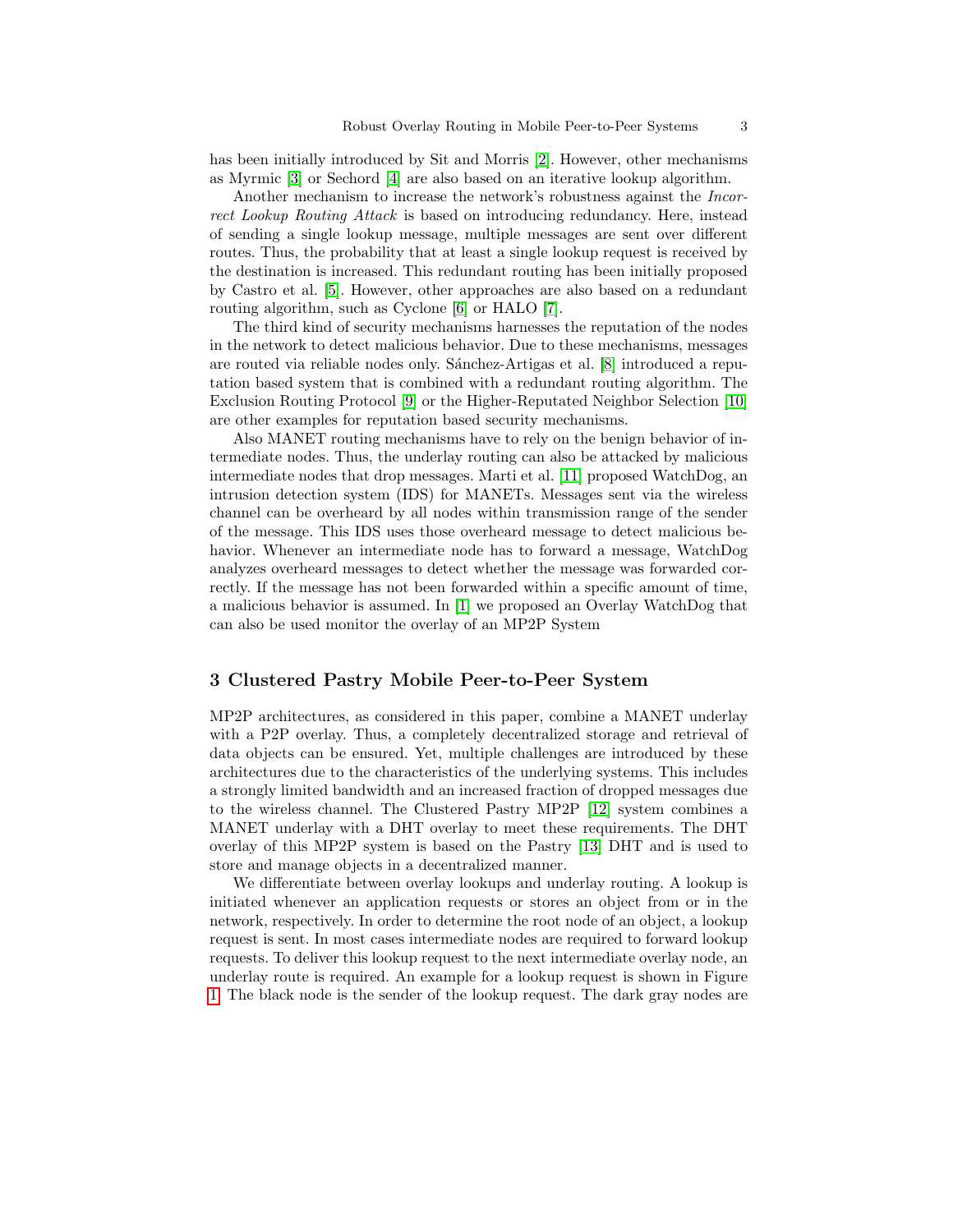has been initially introduced by Sit and Morris [2]. However, other mechanisms as Myrmic [3] or Sechord [4] are also based on an iterative lookup algorithm.

Another mechanism to increase the network's robustness against the *Incorrect Lookup Routing Attack* is based on introducing redundancy. Here, instead of sending a single lookup message, multiple messages are sent over different routes. Thus, the probability that at least a single lookup request is received by the destination is increased. This redundant routing has been initially proposed by Castro et al. [5]. However, other approaches are also based on a redundant routing algorithm, such as Cyclone [6] or HALO [7].

The third kind of security mechanisms harnesses the reputation of the nodes in the network to detect malicious behavior. Due to these mechanisms, messages are routed via reliable nodes only. Sánchez-Artigas et al. [8] introduced a reputation based system that is combined with a redundant routing algorithm. The Exclusion Routing Protocol [9] or the Higher-Reputated Neighbor Selection [10] are other examples for reputation based security mechanisms.

Also MANET routing mechanisms have to rely on the benign behavior of intermediate nodes. Thus, the underlay routing can also be attacked by malicious intermediate nodes that drop messages. Marti et al. [11] proposed WatchDog, an intrusion detection system (IDS) for MANETs. Messages sent via the wireless channel can be overheard by all nodes within transmission range of the sender of the message. This IDS uses those overheard message to detect malicious behavior. Whenever an intermediate node has to forward a message, WatchDog analyzes overheard messages to detect whether the message was forwarded correctly. If the message has not been forwarded within a specific amount of time, a malicious behavior is assumed. In [1] we proposed an Overlay WatchDog that can also be used monitor the overlay of an MP2P System

## 3 Clustered Pastry Mobile Peer-to-Peer System

MP2P architectures, as considered in this paper, combine a MANET underlay with a P2P overlay. Thus, a completely decentralized storage and retrieval of data objects can be ensured. Yet, multiple challenges are introduced by these architectures due to the characteristics of the underlying systems. This includes a strongly limited bandwidth and an increased fraction of dropped messages due to the wireless channel. The Clustered Pastry MP2P [12] system combines a MANET underlay with a DHT overlay to meet these requirements. The DHT overlay of this MP2P system is based on the Pastry [13] DHT and is used to store and manage objects in a decentralized manner.

We differentiate between overlay lookups and underlay routing. A lookup is initiated whenever an application requests or stores an object from or in the network, respectively. In order to determine the root node of an object, a lookup request is sent. In most cases intermediate nodes are required to forward lookup requests. To deliver this lookup request to the next intermediate overlay node, an underlay route is required. An example for a lookup request is shown in Figure 1. The black node is the sender of the lookup request. The dark gray nodes are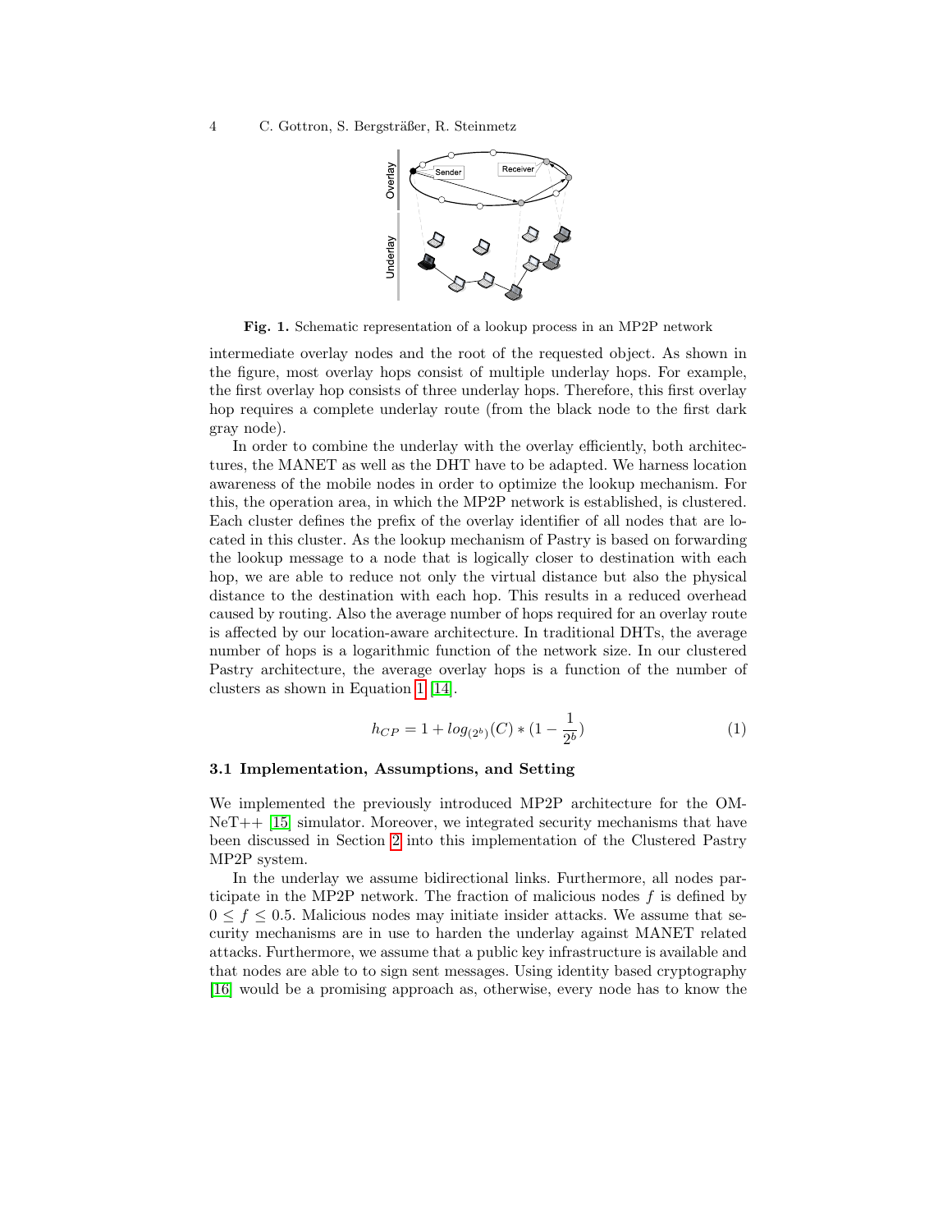Fig. 1. Schematic representation of a lookup process in an MP2P network

intermediate overlay nodes and the root of the requested object. As shown in the figure, most overlay hops consist of multiple underlay hops. For example, the first overlay hop consists of three underlay hops. Therefore, this first overlay hop requires a complete underlay route (from the black node to the first dark gray node).

In order to combine the underlay with the overlay efficiently, both architectures, the MANET as well as the DHT have to be adapted. We harness location awareness of the mobile nodes in order to optimize the lookup mechanism. For this, the operation area, in which the MP2P network is established, is clustered. Each cluster defines the prefix of the overlay identifier of all nodes that are located in this cluster. As the lookup mechanism of Pastry is based on forwarding the lookup message to a node that is logically closer to destination with each hop, we are able to reduce not only the virtual distance but also the physical distance to the destination with each hop. This results in a reduced overhead caused by routing. Also the average number of hops required for an overlay route is affected by our location-aware architecture. In traditional DHTs, the average number of hops is a logarithmic function of the network size. In our clustered Pastry architecture, the average overlay hops is a function of the number of clusters as shown in Equation 1 [14].

$$h_{CP} = 1 + log_{(2^b)}(C) * (1 - \frac{1}{2^b}) \tag{1}$$

### 3.1 Implementation, Assumptions, and Setting

We implemented the previously introduced MP2P architecture for the OMNeT++ [15] simulator. Moreover, we integrated security mechanisms that have been discussed in Section 2 into this implementation of the Clustered Pastry MP2P system.

In the underlay we assume bidirectional links. Furthermore, all nodes participate in the MP2P network. The fraction of malicious nodes $f$ is defined by $0 \leq f \leq 0.5$. Malicious nodes may initiate insider attacks. We assume that security mechanisms are in use to harden the underlay against MANET related attacks. Furthermore, we assume that a public key infrastructure is available and that nodes are able to to sign sent messages. Using identity based cryptography [16] would be a promising approach as, otherwise, every node has to know the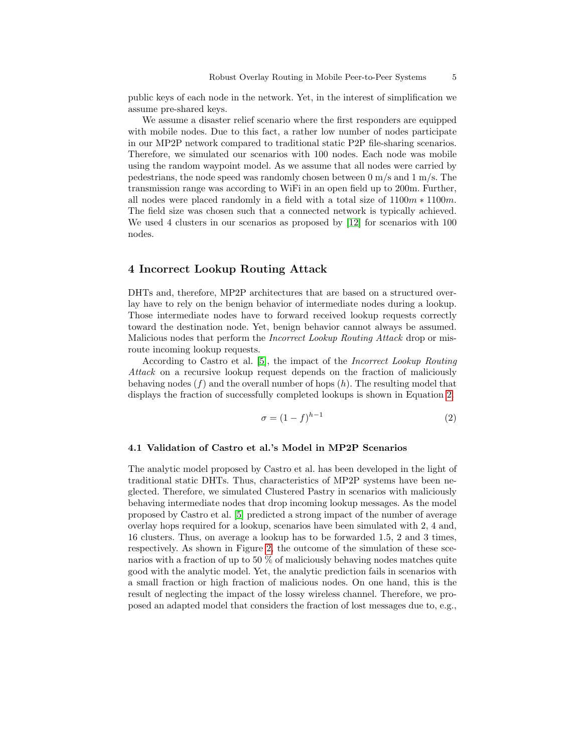public keys of each node in the network. Yet, in the interest of simplification we assume pre-shared keys.

We assume a disaster relief scenario where the first responders are equipped with mobile nodes. Due to this fact, a rather low number of nodes participate in our MP2P network compared to traditional static P2P file-sharing scenarios. Therefore, we simulated our scenarios with 100 nodes. Each node was mobile using the random waypoint model. As we assume that all nodes were carried by pedestrians, the node speed was randomly chosen between 0 m/s and 1 m/s. The transmission range was according to WiFi in an open field up to 200m. Further, all nodes were placed randomly in a field with a total size of $1100m * 1100m$. The field size was chosen such that a connected network is typically achieved. We used 4 clusters in our scenarios as proposed by [12] for scenarios with 100 nodes.

## 4 Incorrect Lookup Routing Attack

DHTs and, therefore, MP2P architectures that are based on a structured overlay have to rely on the benign behavior of intermediate nodes during a lookup. Those intermediate nodes have to forward received lookup requests correctly toward the destination node. Yet, benign behavior cannot always be assumed. Malicious nodes that perform the *Incorrect Lookup Routing Attack* drop or misroute incoming lookup requests.

According to Castro et al. [5], the impact of the *Incorrect Lookup Routing Attack* on a recursive lookup request depends on the fraction of maliciously behaving nodes ($f$) and the overall number of hops ($h$). The resulting model that displays the fraction of successfully completed lookups is shown in Equation 2.

$$\sigma = (1 - f)^{h-1} \tag{2}$$

### 4.1 Validation of Castro et al.'s Model in MP2P Scenarios

The analytic model proposed by Castro et al. has been developed in the light of traditional static DHTs. Thus, characteristics of MP2P systems have been neglected. Therefore, we simulated Clustered Pastry in scenarios with maliciously behaving intermediate nodes that drop incoming lookup messages. As the model proposed by Castro et al. [5] predicted a strong impact of the number of average overlay hops required for a lookup, scenarios have been simulated with 2, 4 and, 16 clusters. Thus, on average a lookup has to be forwarded 1.5, 2 and 3 times, respectively. As shown in Figure 2, the outcome of the simulation of these scenarios with a fraction of up to 50 % of maliciously behaving nodes matches quite good with the analytic model. Yet, the analytic prediction fails in scenarios with a small fraction or high fraction of malicious nodes. On one hand, this is the result of neglecting the impact of the lossy wireless channel. Therefore, we proposed an adapted model that considers the fraction of lost messages due to, e.g.,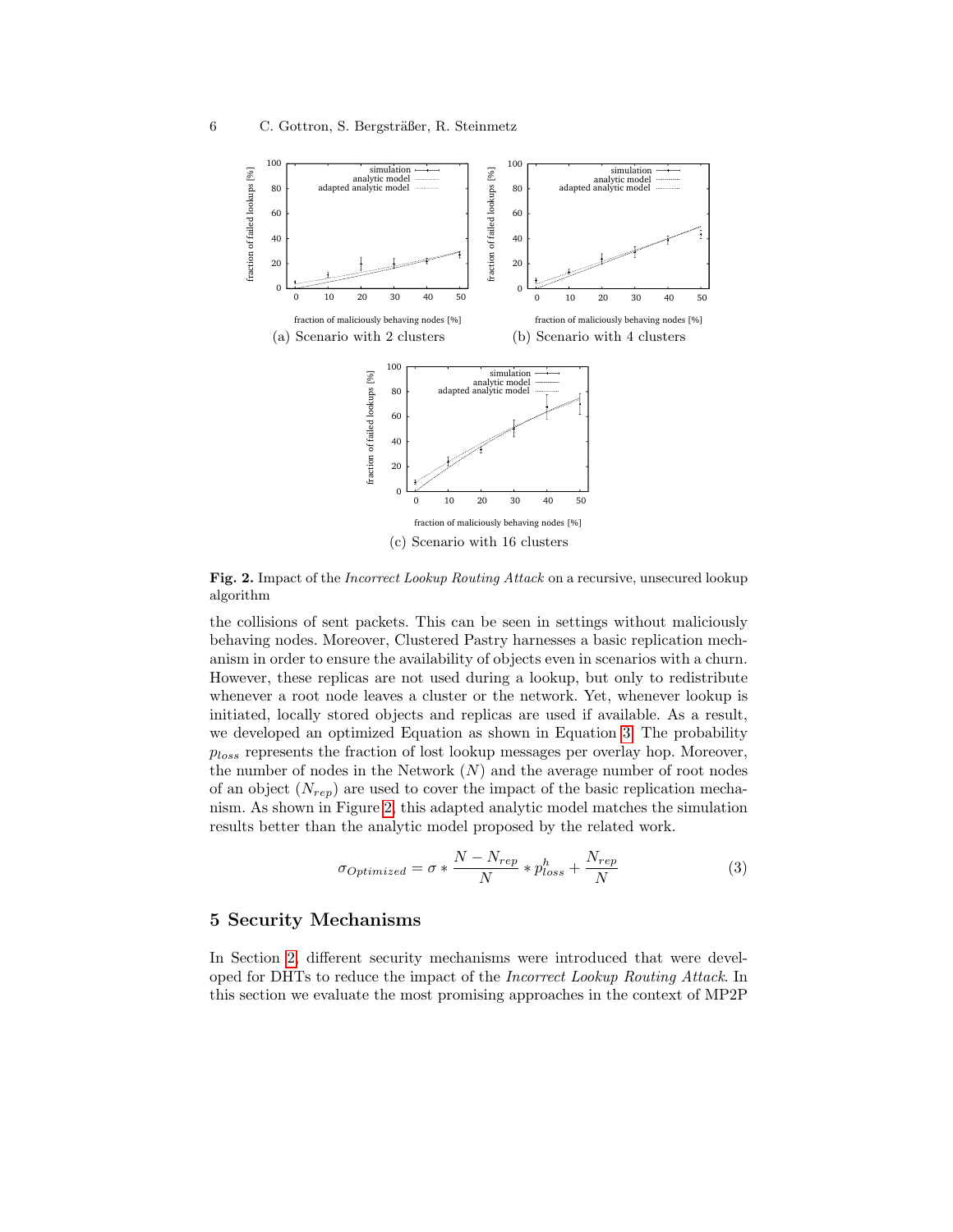(a) Scenario with 2 clusters

(b) Scenario with 4 clusters

(c) Scenario with 16 clusters

**Fig. 2.** Impact of the *Incorrect Lookup Routing Attack* on a recursive, unsecured lookup algorithm

the collisions of sent packets. This can be seen in settings without maliciously behaving nodes. Moreover, Clustered Pastry harnesses a basic replication mechanism in order to ensure the availability of objects even in scenarios with a churn. However, these replicas are not used during a lookup, but only to redistribute whenever a root node leaves a cluster or the network. Yet, whenever lookup is initiated, locally stored objects and replicas are used if available. As a result, we developed an optimized Equation as shown in Equation 3. The probability $p_{loss}$ represents the fraction of lost lookup messages per overlay hop. Moreover, the number of nodes in the Network ($N$) and the average number of root nodes of an object ($N_{rep}$) are used to cover the impact of the basic replication mechanism. As shown in Figure 2, this adapted analytic model matches the simulation results better than the analytic model proposed by the related work.

$$\sigma_{Optimized} = \sigma * \frac{N - N_{rep}}{N} * p_{loss}^{h} + \frac{N_{rep}}{N} \tag{3}$$

## 5 Security Mechanisms

In Section 2, different security mechanisms were introduced that were developed for DHTs to reduce the impact of the *Incorrect Lookup Routing Attack*. In this section we evaluate the most promising approaches in the context of MP2P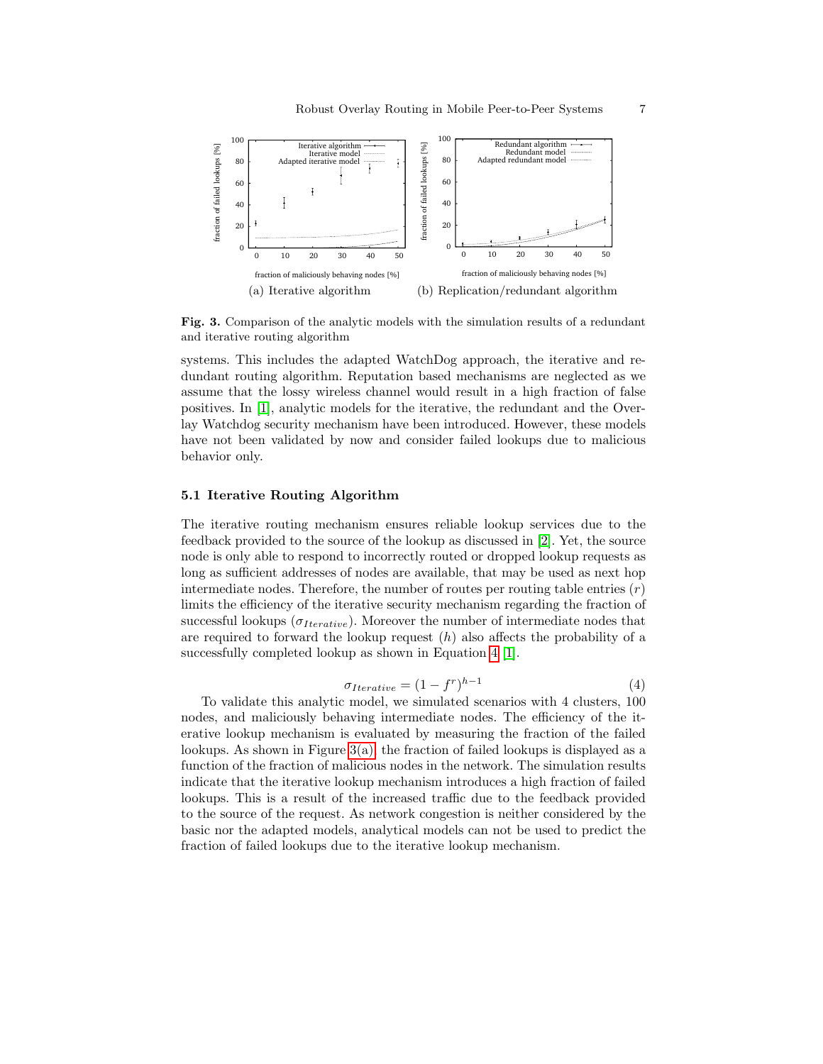**Fig. 3.** Comparison of the analytic models with the simulation results of a redundant and iterative routing algorithm

(a) Iterative algorithm

(b) Replication/redundant algorithm

systems. This includes the adapted WatchDog approach, the iterative and redundant routing algorithm. Reputation based mechanisms are neglected as we assume that the lossy wireless channel would result in a high fraction of false positives. In [1], analytic models for the iterative, the redundant and the Overlay Watchdog security mechanism have been introduced. However, these models have not been validated by now and consider failed lookups due to malicious behavior only.

### 5.1 Iterative Routing Algorithm

The iterative routing mechanism ensures reliable lookup services due to the feedback provided to the source of the lookup as discussed in [2]. Yet, the source node is only able to respond to incorrectly routed or dropped lookup requests as long as sufficient addresses of nodes are available, that may be used as next hop intermediate nodes. Therefore, the number of routes per routing table entries ($r$) limits the efficiency of the iterative security mechanism regarding the fraction of successful lookups ($\sigma_{Iterative}$). Moreover the number of intermediate nodes that are required to forward the lookup request ($h$) also affects the probability of a successfully completed lookup as shown in Equation 4 [1].

$$\sigma_{Iterative} = (1 - f^r)^{h-1} \tag{4}$$

To validate this analytic model, we simulated scenarios with 4 clusters, 100 nodes, and maliciously behaving intermediate nodes. The efficiency of the iterative lookup mechanism is evaluated by measuring the fraction of the failed lookups. As shown in Figure 3(a), the fraction of failed lookups is displayed as a function of the fraction of malicious nodes in the network. The simulation results indicate that the iterative lookup mechanism introduces a high fraction of failed lookups. This is a result of the increased traffic due to the feedback provided to the source of the request. As network congestion is neither considered by the basic nor the adapted models, analytical models can not be used to predict the fraction of failed lookups due to the iterative lookup mechanism.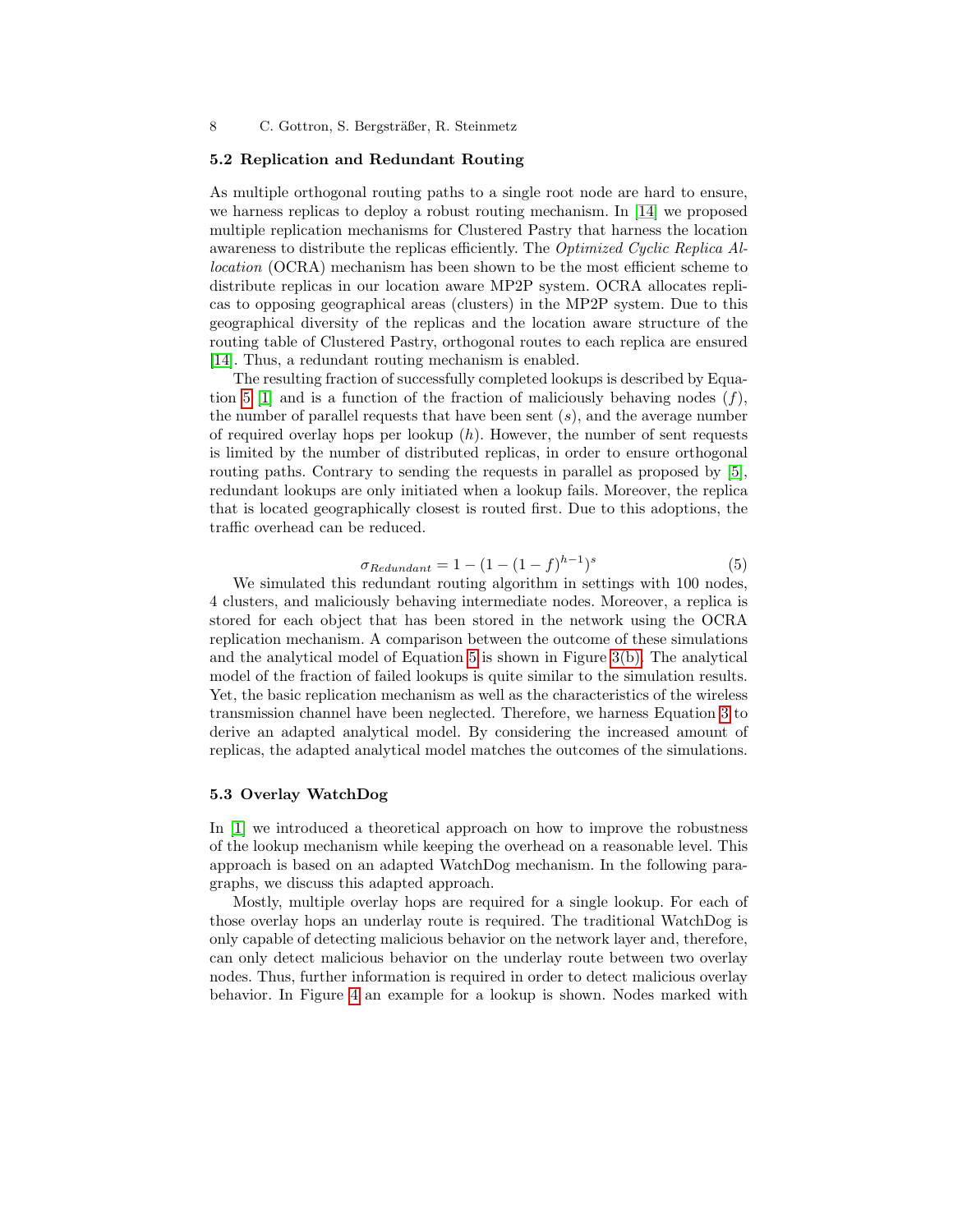### 5.2 Replication and Redundant Routing

As multiple orthogonal routing paths to a single root node are hard to ensure, we harness replicas to deploy a robust routing mechanism. In [14] we proposed multiple replication mechanisms for Clustered Pastry that harness the location awareness to distribute the replicas efficiently. The *Optimized Cyclic Replica Allocation* (OCRA) mechanism has been shown to be the most efficient scheme to distribute replicas in our location aware MP2P system. OCRA allocates replicas to opposing geographical areas (clusters) in the MP2P system. Due to this geographical diversity of the replicas and the location aware structure of the routing table of Clustered Pastry, orthogonal routes to each replica are ensured [14]. Thus, a redundant routing mechanism is enabled.

The resulting fraction of successfully completed lookups is described by Equation 5 [1] and is a function of the fraction of maliciously behaving nodes ($f$), the number of parallel requests that have been sent ($s$), and the average number of required overlay hops per lookup ($h$). However, the number of sent requests is limited by the number of distributed replicas, in order to ensure orthogonal routing paths. Contrary to sending the requests in parallel as proposed by [5], redundant lookups are only initiated when a lookup fails. Moreover, the replica that is located geographically closest is routed first. Due to this adoptions, the traffic overhead can be reduced.

$$\sigma_{Redundant} = 1 - (1 - (1 - f)^{h-1})^{s} \tag{5}$$

We simulated this redundant routing algorithm in settings with 100 nodes, 4 clusters, and maliciously behaving intermediate nodes. Moreover, a replica is stored for each object that has been stored in the network using the OCRA replication mechanism. A comparison between the outcome of these simulations and the analytical model of Equation 5 is shown in Figure 3(b). The analytical model of the fraction of failed lookups is quite similar to the simulation results. Yet, the basic replication mechanism as well as the characteristics of the wireless transmission channel have been neglected. Therefore, we harness Equation 3 to derive an adapted analytical model. By considering the increased amount of replicas, the adapted analytical model matches the outcomes of the simulations.

### 5.3 Overlay WatchDog

In [1] we introduced a theoretical approach on how to improve the robustness of the lookup mechanism while keeping the overhead on a reasonable level. This approach is based on an adapted WatchDog mechanism. In the following paragraphs, we discuss this adapted approach.

Mostly, multiple overlay hops are required for a single lookup. For each of those overlay hops an underlay route is required. The traditional WatchDog is only capable of detecting malicious behavior on the network layer and, therefore, can only detect malicious behavior on the underlay route between two overlay nodes. Thus, further information is required in order to detect malicious overlay behavior. In Figure 4 an example for a lookup is shown. Nodes marked with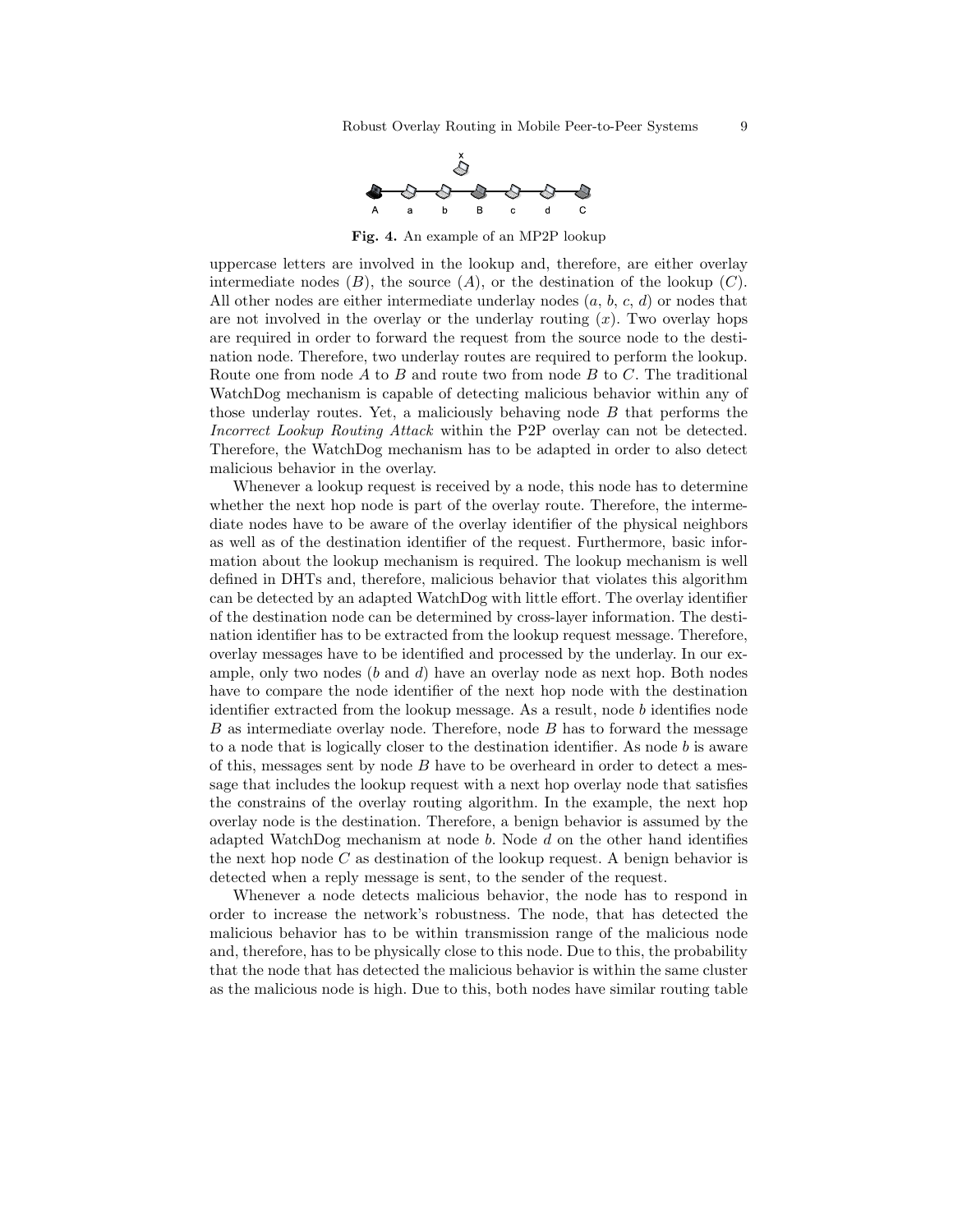Fig. 4. An example of an MP2P lookup

uppercase letters are involved in the lookup and, therefore, are either overlay intermediate nodes ($B$), the source ($A$), or the destination of the lookup ($C$). All other nodes are either intermediate underlay nodes ($a$, $b$, $c$, $d$) or nodes that are not involved in the overlay or the underlay routing ($x$). Two overlay hops are required in order to forward the request from the source node to the destination node. Therefore, two underlay routes are required to perform the lookup. Route one from node $A$ to $B$ and route two from node $B$ to $C$. The traditional WatchDog mechanism is capable of detecting malicious behavior within any of those underlay routes. Yet, a maliciously behaving node $B$ that performs the *Incorrect Lookup Routing Attack* within the P2P overlay can not be detected. Therefore, the WatchDog mechanism has to be adapted in order to also detect malicious behavior in the overlay.

Whenever a lookup request is received by a node, this node has to determine whether the next hop node is part of the overlay route. Therefore, the intermediate nodes have to be aware of the overlay identifier of the physical neighbors as well as of the destination identifier of the request. Furthermore, basic information about the lookup mechanism is required. The lookup mechanism is well defined in DHTs and, therefore, malicious behavior that violates this algorithm can be detected by an adapted WatchDog with little effort. The overlay identifier of the destination node can be determined by cross-layer information. The destination identifier has to be extracted from the lookup request message. Therefore, overlay messages have to be identified and processed by the underlay. In our example, only two nodes ($b$ and $d$) have an overlay node as next hop. Both nodes have to compare the node identifier of the next hop node with the destination identifier extracted from the lookup message. As a result, node $b$ identifies node $B$ as intermediate overlay node. Therefore, node $B$ has to forward the message to a node that is logically closer to the destination identifier. As node $b$ is aware of this, messages sent by node $B$ have to be overheard in order to detect a message that includes the lookup request with a next hop overlay node that satisfies the constrains of the overlay routing algorithm. In the example, the next hop overlay node is the destination. Therefore, a benign behavior is assumed by the adapted WatchDog mechanism at node $b$. Node $d$ on the other hand identifies the next hop node $C$ as destination of the lookup request. A benign behavior is detected when a reply message is sent, to the sender of the request.

Whenever a node detects malicious behavior, the node has to respond in order to increase the network's robustness. The node, that has detected the malicious behavior has to be within transmission range of the malicious node and, therefore, has to be physically close to this node. Due to this, the probability that the node that has detected the malicious behavior is within the same cluster as the malicious node is high. Due to this, both nodes have similar routing table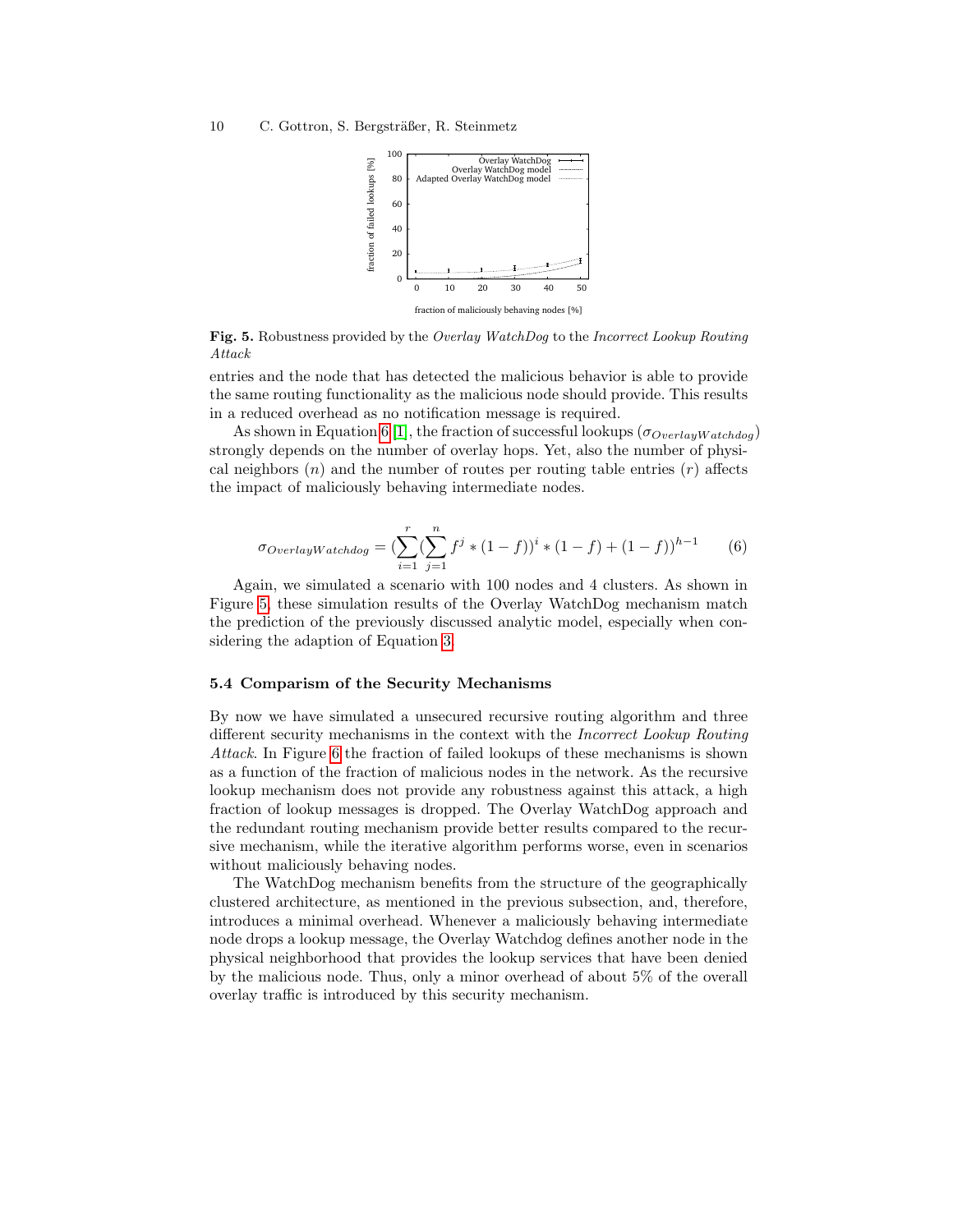**Fig. 5.** Robustness provided by the *Overlay WatchDog* to the *Incorrect Lookup Routing Attack*

entries and the node that has detected the malicious behavior is able to provide the same routing functionality as the malicious node should provide. This results in a reduced overhead as no notification message is required.

As shown in Equation 6 [1], the fraction of successful lookups ($\sigma_{OverlayWatchdog}$) strongly depends on the number of overlay hops. Yet, also the number of physical neighbors ($n$) and the number of routes per routing table entries ($r$) affects the impact of maliciously behaving intermediate nodes.

$$\sigma_{OverlayWatchdog} = (\sum_{i=1}^{r}(\sum_{j=1}^{n} f^j * (1-f))^i * (1-f) + (1-f))^{h-1} \quad (6)$$

Again, we simulated a scenario with 100 nodes and 4 clusters. As shown in Figure 5, these simulation results of the Overlay WatchDog mechanism match the prediction of the previously discussed analytic model, especially when considering the adaption of Equation 3.

### 5.4 Comparism of the Security Mechanisms

By now we have simulated a unsecured recursive routing algorithm and three different security mechanisms in the context with the *Incorrect Lookup Routing Attack*. In Figure 6 the fraction of failed lookups of these mechanisms is shown as a function of the fraction of malicious nodes in the network. As the recursive lookup mechanism does not provide any robustness against this attack, a high fraction of lookup messages is dropped. The Overlay WatchDog approach and the redundant routing mechanism provide better results compared to the recursive mechanism, while the iterative algorithm performs worse, even in scenarios without maliciously behaving nodes.

The WatchDog mechanism benefits from the structure of the geographically clustered architecture, as mentioned in the previous subsection, and, therefore, introduces a minimal overhead. Whenever a maliciously behaving intermediate node drops a lookup message, the Overlay Watchdog defines another node in the physical neighborhood that provides the lookup services that have been denied by the malicious node. Thus, only a minor overhead of about 5% of the overall overlay traffic is introduced by this security mechanism.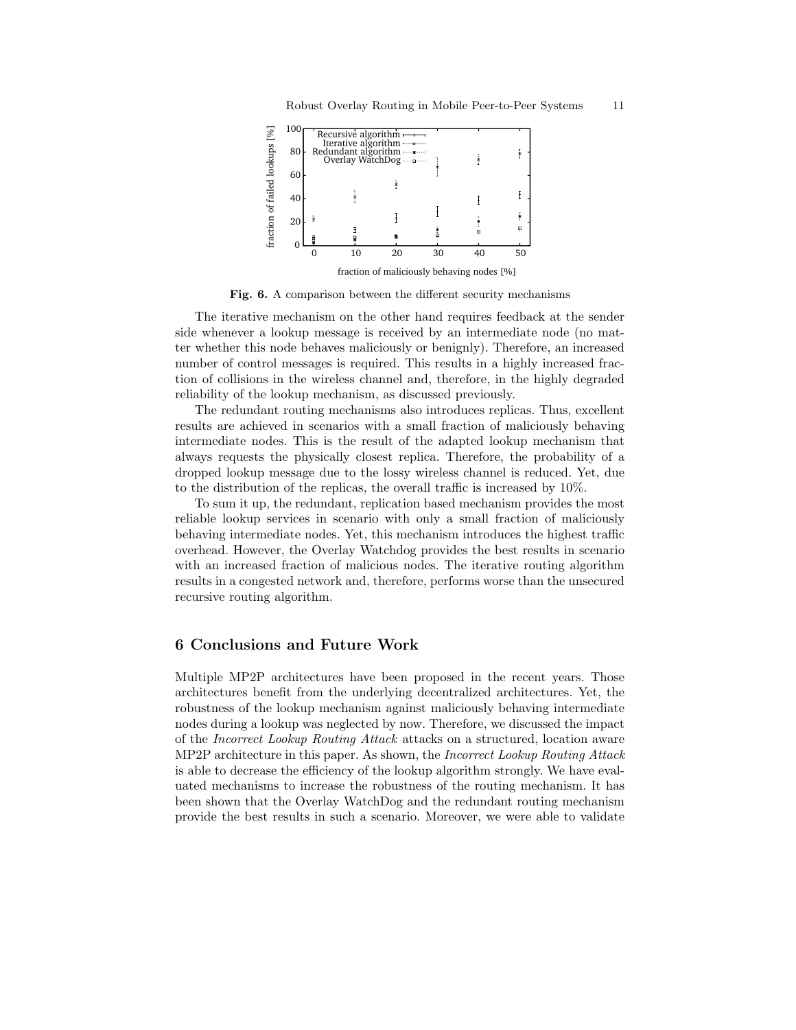Fig. 6. A comparison between the different security mechanisms

The iterative mechanism on the other hand requires feedback at the sender side whenever a lookup message is received by an intermediate node (no matter whether this node behaves maliciously or benignly). Therefore, an increased number of control messages is required. This results in a highly increased fraction of collisions in the wireless channel and, therefore, in the highly degraded reliability of the lookup mechanism, as discussed previously.

The redundant routing mechanisms also introduces replicas. Thus, excellent results are achieved in scenarios with a small fraction of maliciously behaving intermediate nodes. This is the result of the adapted lookup mechanism that always requests the physically closest replica. Therefore, the probability of a dropped lookup message due to the lossy wireless channel is reduced. Yet, due to the distribution of the replicas, the overall traffic is increased by 10%.

To sum it up, the redundant, replication based mechanism provides the most reliable lookup services in scenario with only a small fraction of maliciously behaving intermediate nodes. Yet, this mechanism introduces the highest traffic overhead. However, the Overlay Watchdog provides the best results in scenario with an increased fraction of malicious nodes. The iterative routing algorithm results in a congested network and, therefore, performs worse than the unsecured recursive routing algorithm.

## 6 Conclusions and Future Work

Multiple MP2P architectures have been proposed in the recent years. Those architectures benefit from the underlying decentralized architectures. Yet, the robustness of the lookup mechanism against maliciously behaving intermediate nodes during a lookup was neglected by now. Therefore, we discussed the impact of the *Incorrect Lookup Routing Attack* attacks on a structured, location aware MP2P architecture in this paper. As shown, the *Incorrect Lookup Routing Attack* is able to decrease the efficiency of the lookup algorithm strongly. We have evaluated mechanisms to increase the robustness of the routing mechanism. It has been shown that the Overlay WatchDog and the redundant routing mechanism provide the best results in such a scenario. Moreover, we were able to validate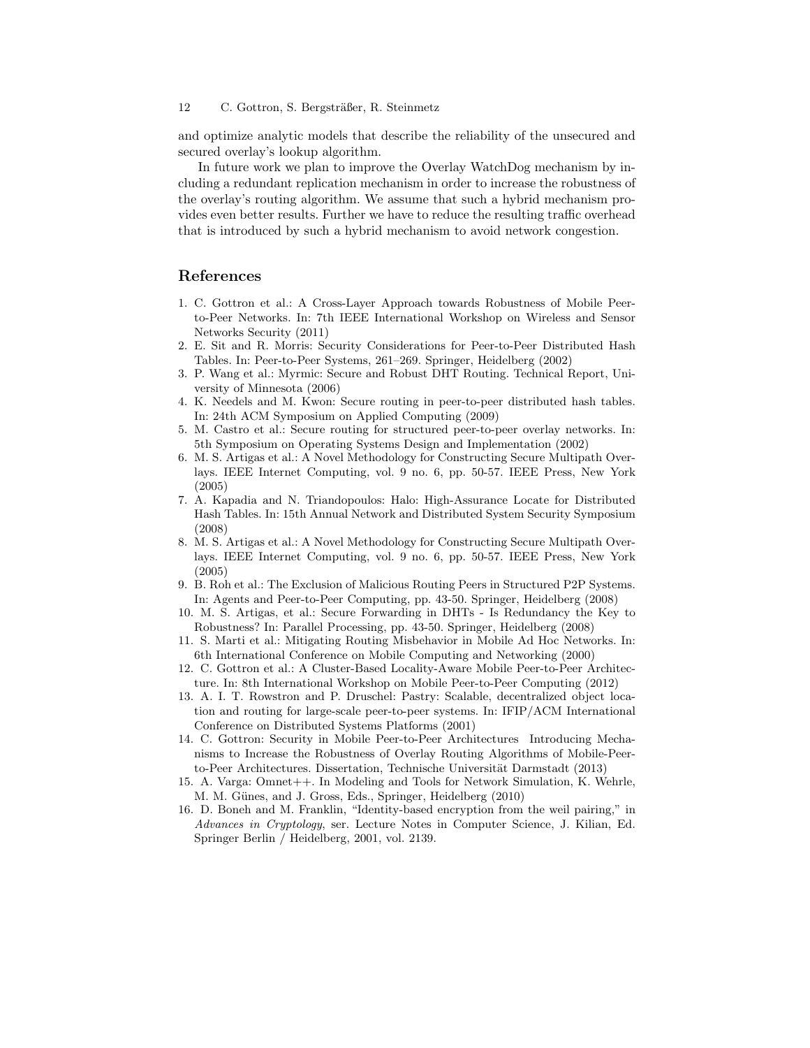and optimize analytic models that describe the reliability of the unsecured and secured overlay's lookup algorithm.

In future work we plan to improve the Overlay WatchDog mechanism by including a redundant replication mechanism in order to increase the robustness of the overlay's routing algorithm. We assume that such a hybrid mechanism provides even better results. Further we have to reduce the resulting traffic overhead that is introduced by such a hybrid mechanism to avoid network congestion.

## References

1. C. Gottron et al.: A Cross-Layer Approach towards Robustness of Mobile Peer-to-Peer Networks. In: 7th IEEE International Workshop on Wireless and Sensor Networks Security (2011)
2. E. Sit and R. Morris: Security Considerations for Peer-to-Peer Distributed Hash Tables. In: Peer-to-Peer Systems, 261–269. Springer, Heidelberg (2002)
3. P. Wang et al.: Myrmic: Secure and Robust DHT Routing. Technical Report, University of Minnesota (2006)
4. K. Needels and M. Kwon: Secure routing in peer-to-peer distributed hash tables. In: 24th ACM Symposium on Applied Computing (2009)
5. M. Castro et al.: Secure routing for structured peer-to-peer overlay networks. In: 5th Symposium on Operating Systems Design and Implementation (2002)
6. M. S. Artigas et al.: A Novel Methodology for Constructing Secure Multipath Overlays. IEEE Internet Computing, vol. 9 no. 6, pp. 50-57. IEEE Press, New York (2005)
7. A. Kapadia and N. Triandopoulos: Halo: High-Assurance Locate for Distributed Hash Tables. In: 15th Annual Network and Distributed System Security Symposium (2008)
8. M. S. Artigas et al.: A Novel Methodology for Constructing Secure Multipath Overlays. IEEE Internet Computing, vol. 9 no. 6, pp. 50-57. IEEE Press, New York (2005)
9. B. Roh et al.: The Exclusion of Malicious Routing Peers in Structured P2P Systems. In: Agents and Peer-to-Peer Computing, pp. 43-50. Springer, Heidelberg (2008)
10. M. S. Artigas, et al.: Secure Forwarding in DHTs - Is Redundancy the Key to Robustness? In: Parallel Processing, pp. 43-50. Springer, Heidelberg (2008)
11. S. Marti et al.: Mitigating Routing Misbehavior in Mobile Ad Hoc Networks. In: 6th International Conference on Mobile Computing and Networking (2000)
12. C. Gottron et al.: A Cluster-Based Locality-Aware Mobile Peer-to-Peer Architecture. In: 8th International Workshop on Mobile Peer-to-Peer Computing (2012)
13. A. I. T. Rowstron and P. Druschel: Pastry: Scalable, decentralized object location and routing for large-scale peer-to-peer systems. In: IFIP/ACM International Conference on Distributed Systems Platforms (2001)
14. C. Gottron: Security in Mobile Peer-to-Peer Architectures Introducing Mechanisms to Increase the Robustness of Overlay Routing Algorithms of Mobile-Peer-to-Peer Architectures. Dissertation, Technische Universität Darmstadt (2013)
15. A. Varga: Omnet++. In Modeling and Tools for Network Simulation, K. Wehrle, M. M. Günes, and J. Gross, Eds., Springer, Heidelberg (2010)
16. D. Boneh and M. Franklin, "Identity-based encryption from the weil pairing," in *Advances in Cryptology*, ser. Lecture Notes in Computer Science, J. Kilian, Ed. Springer Berlin / Heidelberg, 2001, vol. 2139.